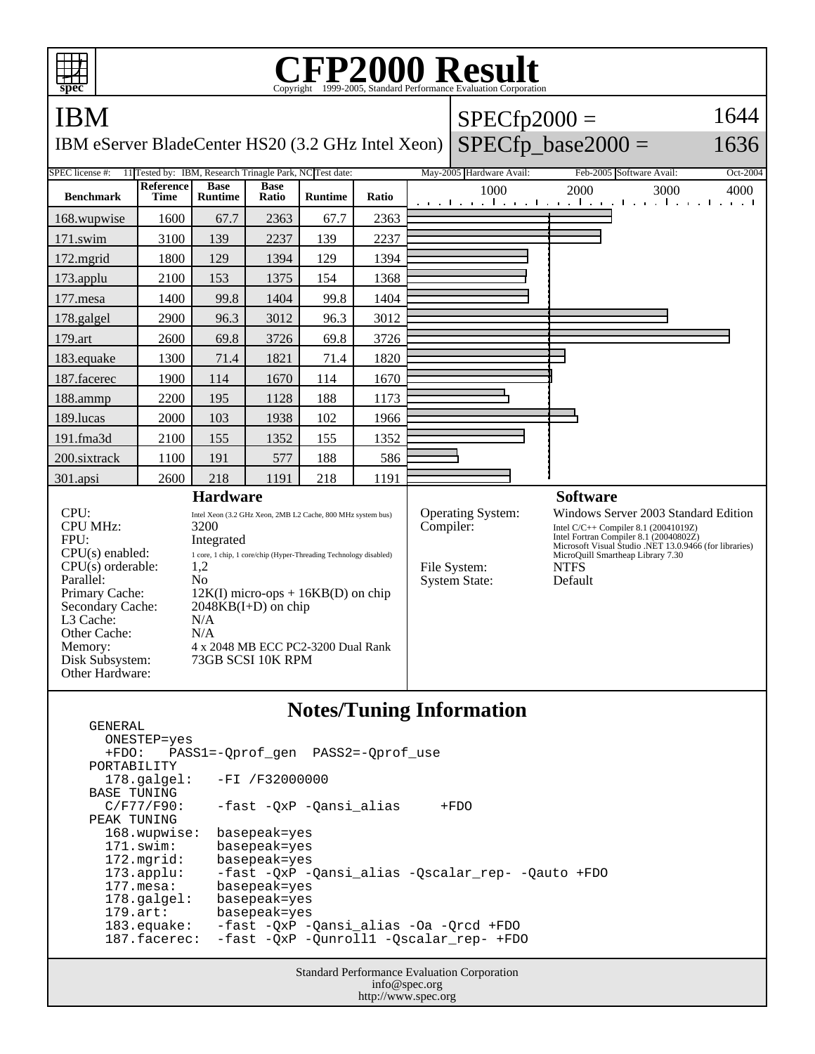# CFP2000 Result

Copyright 1999-2005, Standard Performance Evaluation Corporation

## IBM

IBM eServer BladeCenter HS20 (3.2 GHz Intel Xeon)

SPECfp2000 = 1644

SPECfp_base2000 = 1636

| SPEC license #: | 11 | Tested by: | IBM, Research Trinagle Park, NC | Test date: | May-2005 | Hardware Avail: | Feb-2005 | Software Avail: | Oct-2004 |
|---|---|---|---|---|---|---|---|---|---|

| Benchmark | Reference Time | Base Runtime | Base Ratio | Runtime | Ratio |
|---|---|---|---|---|---|
| 168.wupwise | 1600 | 67.7 | 2363 | 67.7 | 2363 |
| 171.swim | 3100 | 139 | 2237 | 139 | 2237 |
| 172.mgrid | 1800 | 129 | 1394 | 129 | 1394 |
| 173.applu | 2100 | 153 | 1375 | 154 | 1368 |
| 177.mesa | 1400 | 99.8 | 1404 | 99.8 | 1404 |
| 178.galgel | 2900 | 96.3 | 3012 | 96.3 | 3012 |
| 179.art | 2600 | 69.8 | 3726 | 69.8 | 3726 |
| 183.equake | 1300 | 71.4 | 1821 | 71.4 | 1820 |
| 187.facerec | 1900 | 114 | 1670 | 114 | 1670 |
| 188.ammp | 2200 | 195 | 1128 | 188 | 1173 |
| 189.lucas | 2000 | 103 | 1938 | 102 | 1966 |
| 191.fma3d | 2100 | 155 | 1352 | 155 | 1352 |
| 200.sixtrack | 1100 | 191 | 577 | 188 | 586 |
| 301.apsi | 2600 | 218 | 1191 | 218 | 1191 |

### Hardware

| | |
|---|---|
| CPU: | Intel Xeon (3.2 GHz Xeon, 2MB L2 Cache, 800 MHz system bus) |
| CPU MHz: | 3200 |
| FPU: | Integrated |
| CPU(s) enabled: | 1 core, 1 chip, 1 core/chip (Hyper-Threading Technology disabled) |
| CPU(s) orderable: | 1,2 |
| Parallel: | No |
| Primary Cache: | 12K(I) micro-ops + 16KB(D) on chip |
| Secondary Cache: | 2048KB(I+D) on chip |
| L3 Cache: | N/A |
| Other Cache: | N/A |
| Memory: | 4 x 2048 MB ECC PC2-3200 Dual Rank |
| Disk Subsystem: | 73GB SCSI 10K RPM |
| Other Hardware: | |

### Software

| | |
|---|---|
| Operating System: | Windows Server 2003 Standard Edition |
| Compiler: | Intel C/C++ Compiler 8.1 (20041019Z)<br>Intel Fortran Compiler 8.1 (20040802Z)<br>Microsoft Visual Studio .NET 13.0.9466 (for libraries)<br>MicroQuill Smartheap Library 7.30 |
| File System: | NTFS |
| System State: | Default |

## Notes/Tuning Information

```
GENERAL
  ONESTEP=yes
  +FDO:   PASS1=-Qprof_gen  PASS2=-Qprof_use
PORTABILITY
  178.galgel:   -FI /F32000000
BASE TUNING
  C/F77/F90:    -fast -QxP -Qansi_alias     +FDO
PEAK TUNING
  168.wupwise:  basepeak=yes
  171.swim:     basepeak=yes
  172.mgrid:    basepeak=yes
  173.applu:    -fast -QxP -Qansi_alias -Qscalar_rep- -Qauto +FDO
  177.mesa:     basepeak=yes
  178.galgel:   basepeak=yes
  179.art:      basepeak=yes
  183.equake:   -fast -QxP -Qansi_alias -Oa -Qrcd +FDO
  187.facerec:  -fast -QxP -Qunroll1 -Qscalar_rep- +FDO
```

Standard Performance Evaluation Corporation
info@spec.org
http://www.spec.org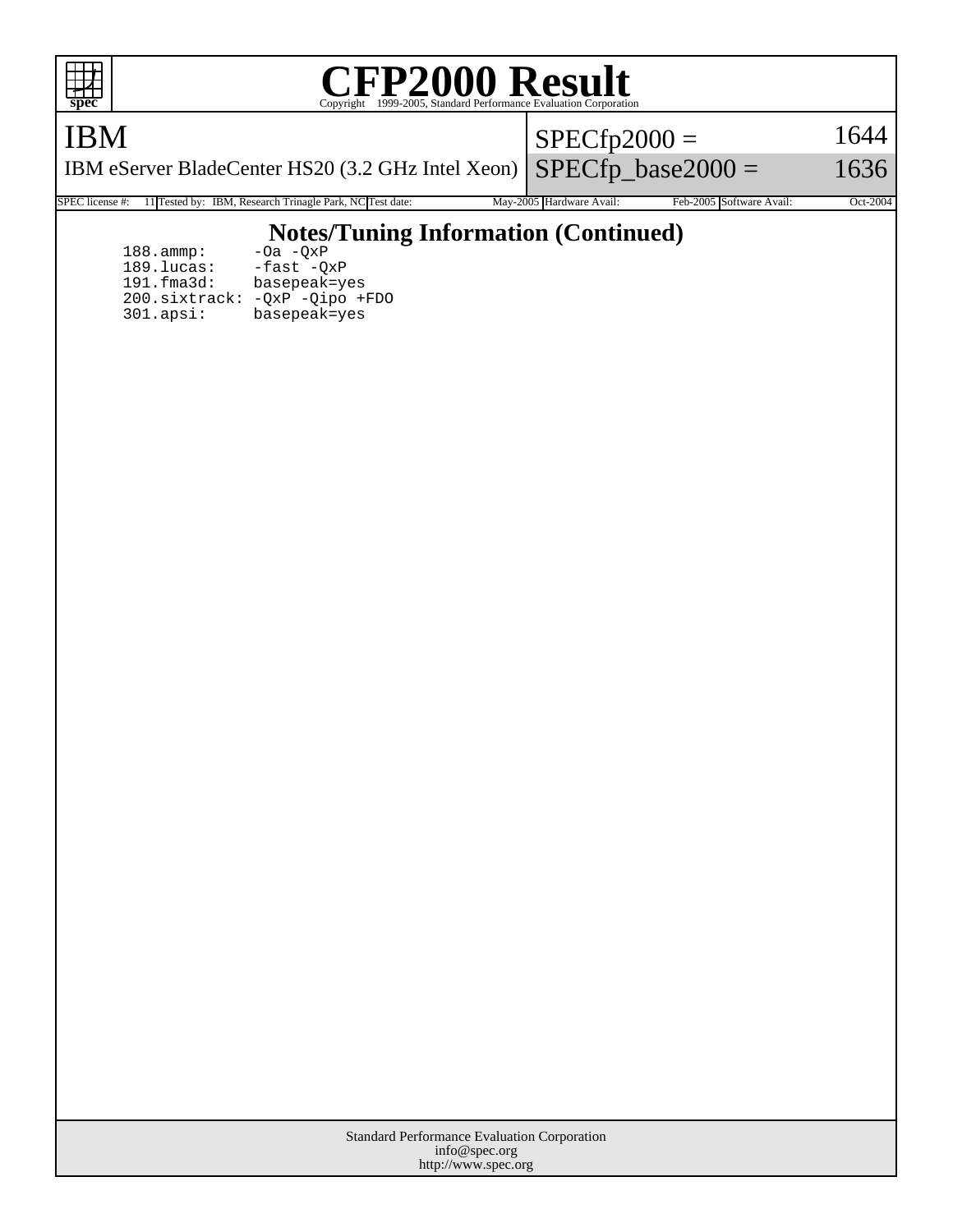# CFP2000 Result

Copyright 1999-2005, Standard Performance Evaluation Corporation

## IBM

IBM eServer BladeCenter HS20 (3.2 GHz Intel Xeon)

SPECfp2000 = 1644

SPECfp_base2000 = 1636

| SPEC license #: | 11 | Tested by: | IBM, Research Trinagle Park, NC | Test date: | May-2005 | Hardware Avail: | Feb-2005 | Software Avail: | Oct-2004 |
|---|---|---|---|---|---|---|---|---|---|

## Notes/Tuning Information (Continued)

```
188.ammp:      -Oa -QxP
189.lucas:     -fast -QxP
191.fma3d:     basepeak=yes
200.sixtrack: -QxP -Qipo +FDO
301.apsi:      basepeak=yes
```

Standard Performance Evaluation Corporation
info@spec.org
http://www.spec.org